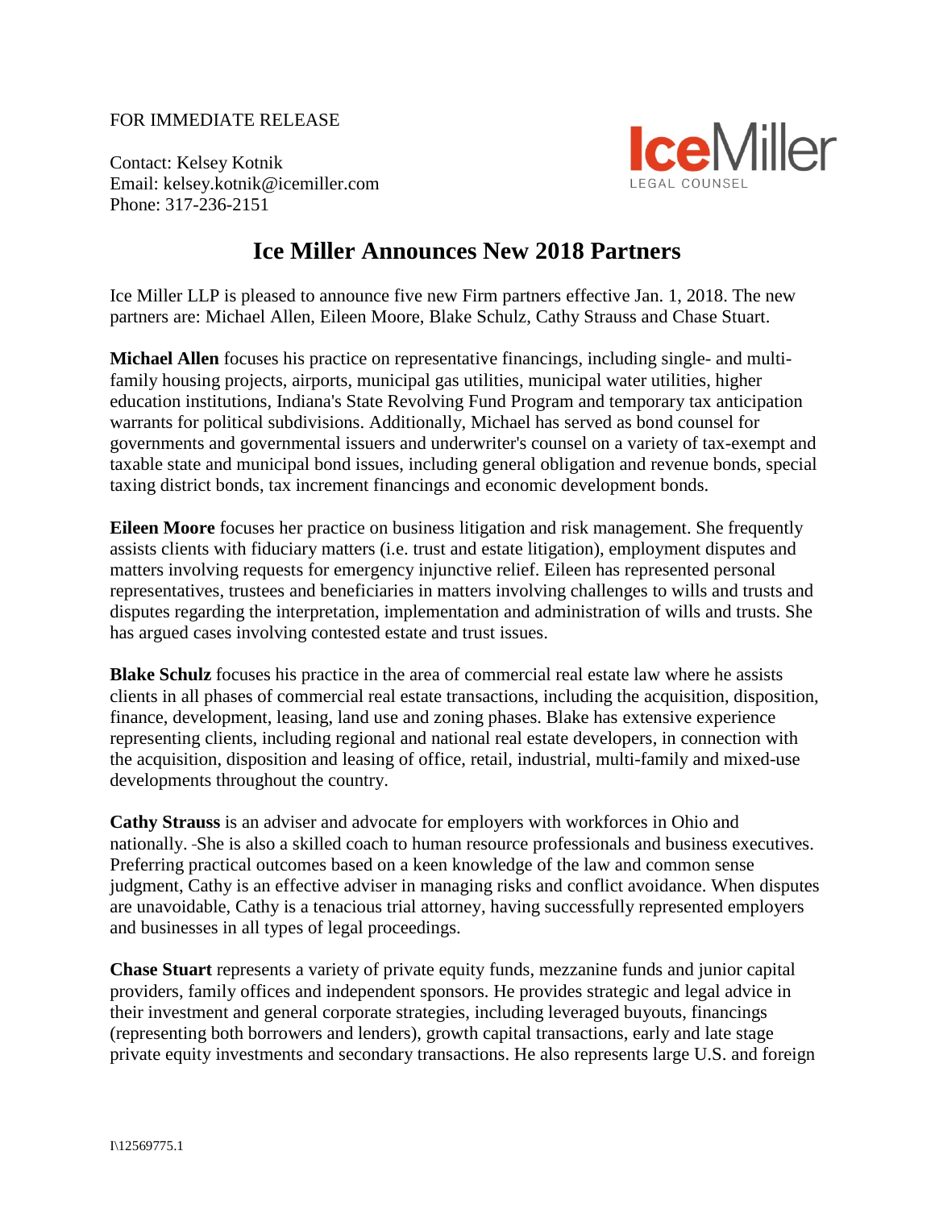FOR IMMEDIATE RELEASE

Contact: Kelsey Kotnik
Email: kelsey.kotnik@icemiller.com
Phone: 317-236-2151

IceMiller
LEGAL COUNSEL

# Ice Miller Announces New 2018 Partners

Ice Miller LLP is pleased to announce five new Firm partners effective Jan. 1, 2018. The new partners are: Michael Allen, Eileen Moore, Blake Schulz, Cathy Strauss and Chase Stuart.

**Michael Allen** focuses his practice on representative financings, including single- and multi-family housing projects, airports, municipal gas utilities, municipal water utilities, higher education institutions, Indiana's State Revolving Fund Program and temporary tax anticipation warrants for political subdivisions. Additionally, Michael has served as bond counsel for governments and governmental issuers and underwriter's counsel on a variety of tax-exempt and taxable state and municipal bond issues, including general obligation and revenue bonds, special taxing district bonds, tax increment financings and economic development bonds.

**Eileen Moore** focuses her practice on business litigation and risk management. She frequently assists clients with fiduciary matters (i.e. trust and estate litigation), employment disputes and matters involving requests for emergency injunctive relief. Eileen has represented personal representatives, trustees and beneficiaries in matters involving challenges to wills and trusts and disputes regarding the interpretation, implementation and administration of wills and trusts. She has argued cases involving contested estate and trust issues.

**Blake Schulz** focuses his practice in the area of commercial real estate law where he assists clients in all phases of commercial real estate transactions, including the acquisition, disposition, finance, development, leasing, land use and zoning phases. Blake has extensive experience representing clients, including regional and national real estate developers, in connection with the acquisition, disposition and leasing of office, retail, industrial, multi-family and mixed-use developments throughout the country.

**Cathy Strauss** is an adviser and advocate for employers with workforces in Ohio and nationally. She is also a skilled coach to human resource professionals and business executives. Preferring practical outcomes based on a keen knowledge of the law and common sense judgment, Cathy is an effective adviser in managing risks and conflict avoidance. When disputes are unavoidable, Cathy is a tenacious trial attorney, having successfully represented employers and businesses in all types of legal proceedings.

**Chase Stuart** represents a variety of private equity funds, mezzanine funds and junior capital providers, family offices and independent sponsors. He provides strategic and legal advice in their investment and general corporate strategies, including leveraged buyouts, financings (representing both borrowers and lenders), growth capital transactions, early and late stage private equity investments and secondary transactions. He also represents large U.S. and foreign

I\12569775.1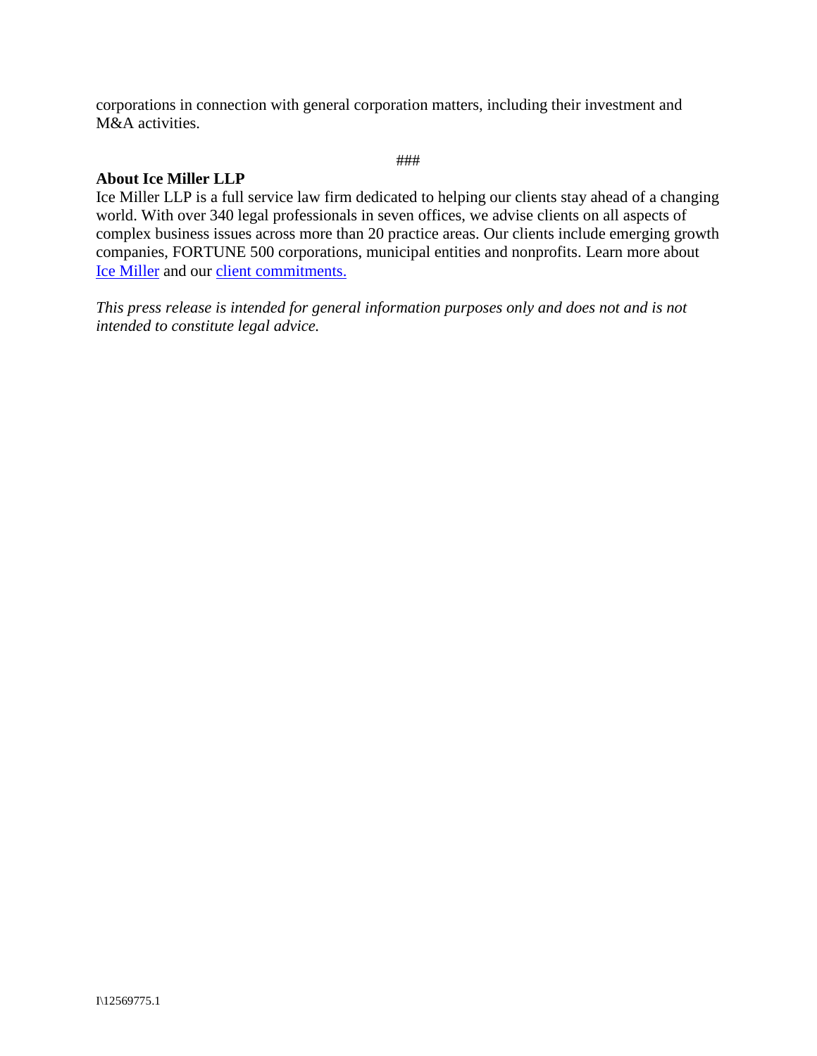corporations in connection with general corporation matters, including their investment and M&A activities.

###

**About Ice Miller LLP**

Ice Miller LLP is a full service law firm dedicated to helping our clients stay ahead of a changing world. With over 340 legal professionals in seven offices, we advise clients on all aspects of complex business issues across more than 20 practice areas. Our clients include emerging growth companies, FORTUNE 500 corporations, municipal entities and nonprofits. Learn more about Ice Miller and our client commitments.

*This press release is intended for general information purposes only and does not and is not intended to constitute legal advice.*

I\12569775.1